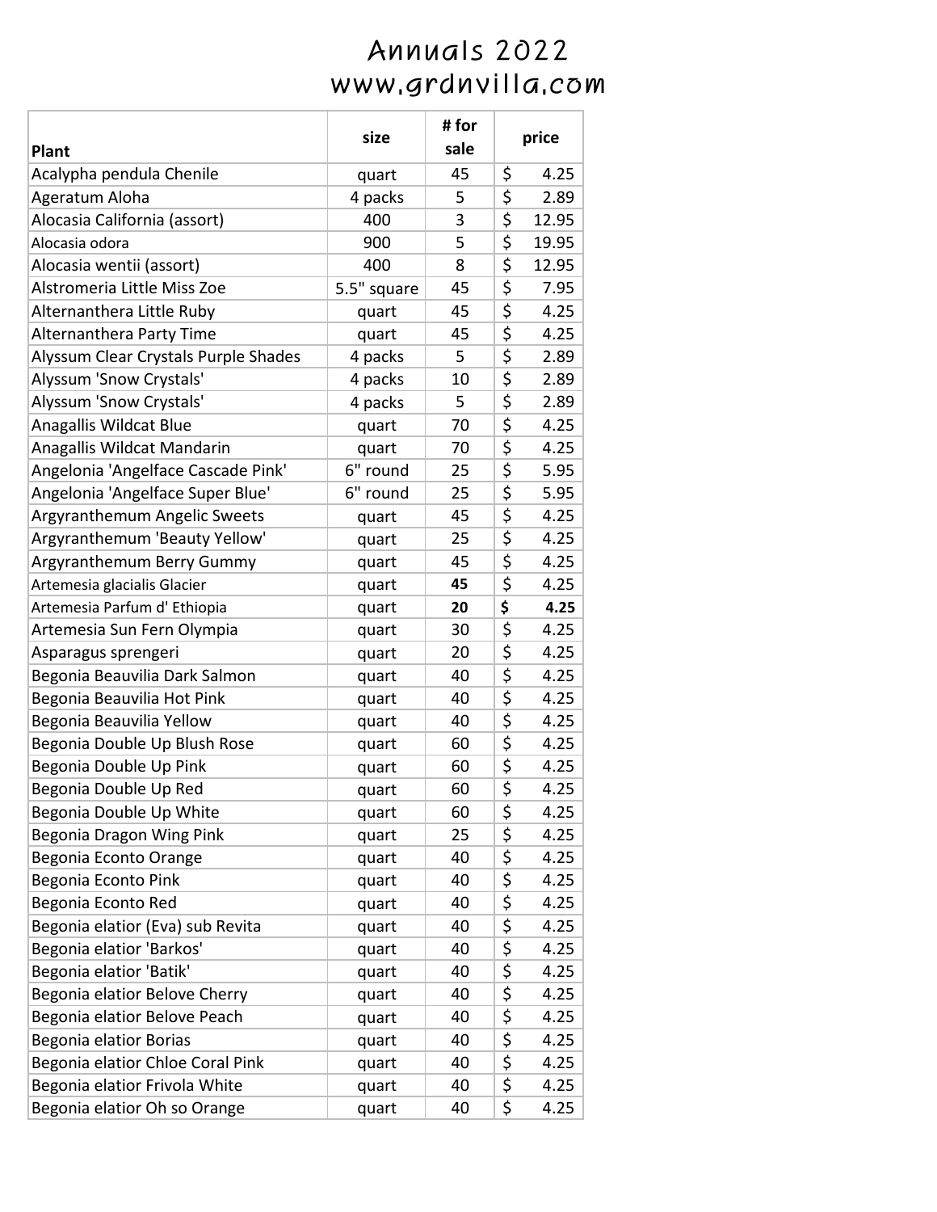# Annuals 2022
# www.grdnvilla.com

| Plant | size | # for sale | price |
|---|---|---|---|
| Acalypha pendula Chenile | quart | 45 | $ 4.25 |
| Ageratum Aloha | 4 packs | 5 | $ 2.89 |
| Alocasia California (assort) | 400 | 3 | $ 12.95 |
| Alocasia odora | 900 | 5 | $ 19.95 |
| Alocasia wentii (assort) | 400 | 8 | $ 12.95 |
| Alstromeria Little Miss Zoe | 5.5" square | 45 | $ 7.95 |
| Alternanthera Little Ruby | quart | 45 | $ 4.25 |
| Alternanthera Party Time | quart | 45 | $ 4.25 |
| Alyssum Clear Crystals Purple Shades | 4 packs | 5 | $ 2.89 |
| Alyssum 'Snow Crystals' | 4 packs | 10 | $ 2.89 |
| Alyssum 'Snow Crystals' | 4 packs | 5 | $ 2.89 |
| Anagallis Wildcat Blue | quart | 70 | $ 4.25 |
| Anagallis Wildcat Mandarin | quart | 70 | $ 4.25 |
| Angelonia 'Angelface Cascade Pink' | 6" round | 25 | $ 5.95 |
| Angelonia 'Angelface Super Blue' | 6" round | 25 | $ 5.95 |
| Argyranthemum Angelic Sweets | quart | 45 | $ 4.25 |
| Argyranthemum 'Beauty Yellow' | quart | 25 | $ 4.25 |
| Argyranthemum Berry Gummy | quart | 45 | $ 4.25 |
| Artemesia glacialis Glacier | quart | **45** | $ 4.25 |
| Artemesia Parfum d' Ethiopia | quart | **20** | **$ 4.25** |
| Artemesia Sun Fern Olympia | quart | 30 | $ 4.25 |
| Asparagus sprengeri | quart | 20 | $ 4.25 |
| Begonia Beauvilia Dark Salmon | quart | 40 | $ 4.25 |
| Begonia Beauvilia Hot Pink | quart | 40 | $ 4.25 |
| Begonia Beauvilia Yellow | quart | 40 | $ 4.25 |
| Begonia Double Up Blush Rose | quart | 60 | $ 4.25 |
| Begonia Double Up Pink | quart | 60 | $ 4.25 |
| Begonia Double Up Red | quart | 60 | $ 4.25 |
| Begonia Double Up White | quart | 60 | $ 4.25 |
| Begonia Dragon Wing Pink | quart | 25 | $ 4.25 |
| Begonia Econto Orange | quart | 40 | $ 4.25 |
| Begonia Econto Pink | quart | 40 | $ 4.25 |
| Begonia Econto Red | quart | 40 | $ 4.25 |
| Begonia elatior (Eva) sub Revita | quart | 40 | $ 4.25 |
| Begonia elatior 'Barkos' | quart | 40 | $ 4.25 |
| Begonia elatior 'Batik' | quart | 40 | $ 4.25 |
| Begonia elatior Belove Cherry | quart | 40 | $ 4.25 |
| Begonia elatior Belove Peach | quart | 40 | $ 4.25 |
| Begonia elatior Borias | quart | 40 | $ 4.25 |
| Begonia elatior Chloe Coral Pink | quart | 40 | $ 4.25 |
| Begonia elatior Frivola White | quart | 40 | $ 4.25 |
| Begonia elatior Oh so Orange | quart | 40 | $ 4.25 |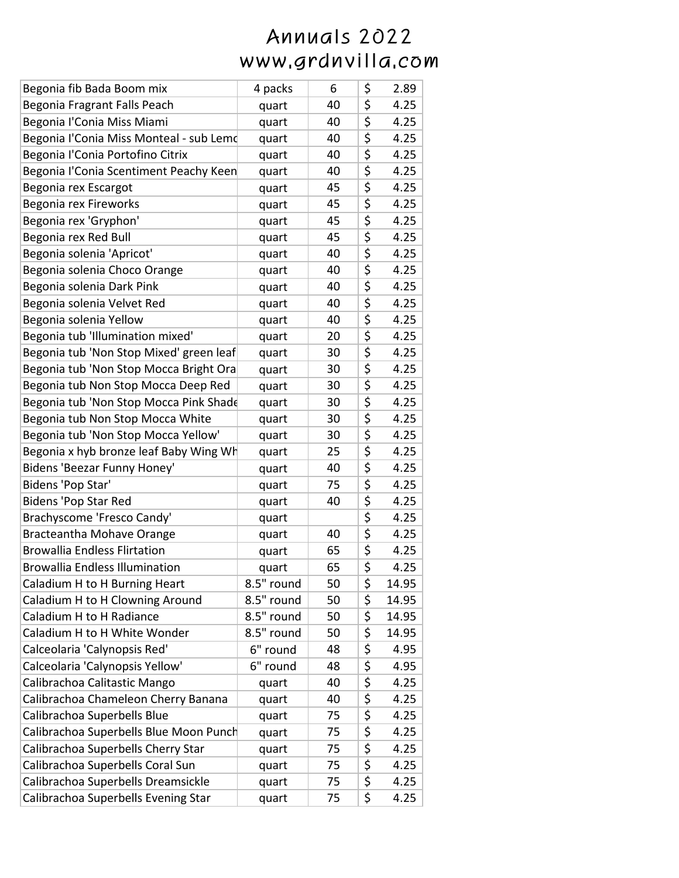# Annuals 2022
# www.grdnvilla.com

| | | | | |
|---|---|---|---|---|
| Begonia fib Bada Boom mix | 4 packs | 6 | $ | 2.89 |
| Begonia Fragrant Falls Peach | quart | 40 | $ | 4.25 |
| Begonia I'Conia Miss Miami | quart | 40 | $ | 4.25 |
| Begonia I'Conia Miss Monteal - sub Lemc | quart | 40 | $ | 4.25 |
| Begonia I'Conia Portofino Citrix | quart | 40 | $ | 4.25 |
| Begonia I'Conia Scentiment Peachy Keen | quart | 40 | $ | 4.25 |
| Begonia rex Escargot | quart | 45 | $ | 4.25 |
| Begonia rex Fireworks | quart | 45 | $ | 4.25 |
| Begonia rex 'Gryphon' | quart | 45 | $ | 4.25 |
| Begonia rex Red Bull | quart | 45 | $ | 4.25 |
| Begonia solenia 'Apricot' | quart | 40 | $ | 4.25 |
| Begonia solenia Choco Orange | quart | 40 | $ | 4.25 |
| Begonia solenia Dark Pink | quart | 40 | $ | 4.25 |
| Begonia solenia Velvet Red | quart | 40 | $ | 4.25 |
| Begonia solenia Yellow | quart | 40 | $ | 4.25 |
| Begonia tub 'Illumination mixed' | quart | 20 | $ | 4.25 |
| Begonia tub 'Non Stop Mixed' green leaf | quart | 30 | $ | 4.25 |
| Begonia tub 'Non Stop Mocca Bright Ora | quart | 30 | $ | 4.25 |
| Begonia tub Non Stop Mocca Deep Red | quart | 30 | $ | 4.25 |
| Begonia tub 'Non Stop Mocca Pink Shade | quart | 30 | $ | 4.25 |
| Begonia tub Non Stop Mocca White | quart | 30 | $ | 4.25 |
| Begonia tub 'Non Stop Mocca Yellow' | quart | 30 | $ | 4.25 |
| Begonia x hyb bronze leaf Baby Wing Wh | quart | 25 | $ | 4.25 |
| Bidens 'Beezar Funny Honey' | quart | 40 | $ | 4.25 |
| Bidens 'Pop Star' | quart | 75 | $ | 4.25 |
| Bidens 'Pop Star Red | quart | 40 | $ | 4.25 |
| Brachyscome 'Fresco Candy' | quart | | $ | 4.25 |
| Bracteantha Mohave Orange | quart | 40 | $ | 4.25 |
| Browallia Endless Flirtation | quart | 65 | $ | 4.25 |
| Browallia Endless Illumination | quart | 65 | $ | 4.25 |
| Caladium H to H Burning Heart | 8.5" round | 50 | $ | 14.95 |
| Caladium H to H Clowning Around | 8.5" round | 50 | $ | 14.95 |
| Caladium H to H Radiance | 8.5" round | 50 | $ | 14.95 |
| Caladium H to H White Wonder | 8.5" round | 50 | $ | 14.95 |
| Calceolaria 'Calynopsis Red' | 6" round | 48 | $ | 4.95 |
| Calceolaria 'Calynopsis Yellow' | 6" round | 48 | $ | 4.95 |
| Calibrachoa Calitastic Mango | quart | 40 | $ | 4.25 |
| Calibrachoa Chameleon Cherry Banana | quart | 40 | $ | 4.25 |
| Calibrachoa Superbells Blue | quart | 75 | $ | 4.25 |
| Calibrachoa Superbells Blue Moon Punch | quart | 75 | $ | 4.25 |
| Calibrachoa Superbells Cherry Star | quart | 75 | $ | 4.25 |
| Calibrachoa Superbells Coral Sun | quart | 75 | $ | 4.25 |
| Calibrachoa Superbells Dreamsickle | quart | 75 | $ | 4.25 |
| Calibrachoa Superbells Evening Star | quart | 75 | $ | 4.25 |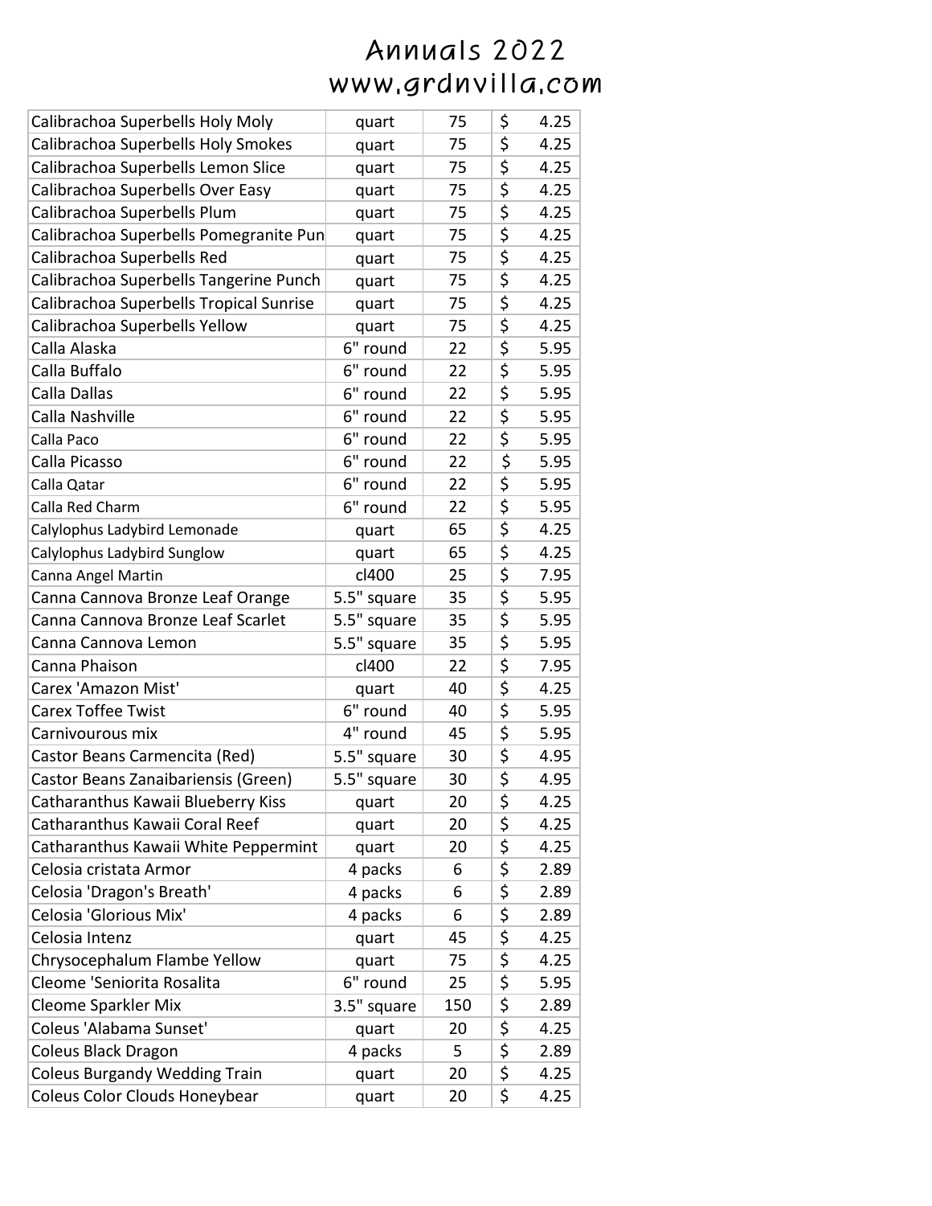# Annuals 2022
# www.grdnvilla.com

| | | | |
|---|---|---|---|
| Calibrachoa Superbells Holy Moly | quart | 75 | $ 4.25 |
| Calibrachoa Superbells Holy Smokes | quart | 75 | $ 4.25 |
| Calibrachoa Superbells Lemon Slice | quart | 75 | $ 4.25 |
| Calibrachoa Superbells Over Easy | quart | 75 | $ 4.25 |
| Calibrachoa Superbells Plum | quart | 75 | $ 4.25 |
| Calibrachoa Superbells Pomegranite Pun | quart | 75 | $ 4.25 |
| Calibrachoa Superbells Red | quart | 75 | $ 4.25 |
| Calibrachoa Superbells Tangerine Punch | quart | 75 | $ 4.25 |
| Calibrachoa Superbells Tropical Sunrise | quart | 75 | $ 4.25 |
| Calibrachoa Superbells Yellow | quart | 75 | $ 4.25 |
| Calla Alaska | 6" round | 22 | $ 5.95 |
| Calla Buffalo | 6" round | 22 | $ 5.95 |
| Calla Dallas | 6" round | 22 | $ 5.95 |
| Calla Nashville | 6" round | 22 | $ 5.95 |
| Calla Paco | 6" round | 22 | $ 5.95 |
| Calla Picasso | 6" round | 22 | $ 5.95 |
| Calla Qatar | 6" round | 22 | $ 5.95 |
| Calla Red Charm | 6" round | 22 | $ 5.95 |
| Calylophus Ladybird Lemonade | quart | 65 | $ 4.25 |
| Calylophus Ladybird Sunglow | quart | 65 | $ 4.25 |
| Canna Angel Martin | cl400 | 25 | $ 7.95 |
| Canna Cannova Bronze Leaf Orange | 5.5" square | 35 | $ 5.95 |
| Canna Cannova Bronze Leaf Scarlet | 5.5" square | 35 | $ 5.95 |
| Canna Cannova Lemon | 5.5" square | 35 | $ 5.95 |
| Canna Phaison | cl400 | 22 | $ 7.95 |
| Carex 'Amazon Mist' | quart | 40 | $ 4.25 |
| Carex Toffee Twist | 6" round | 40 | $ 5.95 |
| Carnivourous mix | 4" round | 45 | $ 5.95 |
| Castor Beans Carmencita (Red) | 5.5" square | 30 | $ 4.95 |
| Castor Beans Zanaibariensis (Green) | 5.5" square | 30 | $ 4.95 |
| Catharanthus Kawaii Blueberry Kiss | quart | 20 | $ 4.25 |
| Catharanthus Kawaii Coral Reef | quart | 20 | $ 4.25 |
| Catharanthus Kawaii White Peppermint | quart | 20 | $ 4.25 |
| Celosia cristata Armor | 4 packs | 6 | $ 2.89 |
| Celosia 'Dragon's Breath' | 4 packs | 6 | $ 2.89 |
| Celosia 'Glorious Mix' | 4 packs | 6 | $ 2.89 |
| Celosia Intenz | quart | 45 | $ 4.25 |
| Chrysocephalum Flambe Yellow | quart | 75 | $ 4.25 |
| Cleome 'Seniorita Rosalita | 6" round | 25 | $ 5.95 |
| Cleome Sparkler Mix | 3.5" square | 150 | $ 2.89 |
| Coleus 'Alabama Sunset' | quart | 20 | $ 4.25 |
| Coleus Black Dragon | 4 packs | 5 | $ 2.89 |
| Coleus Burgandy Wedding Train | quart | 20 | $ 4.25 |
| Coleus Color Clouds Honeybear | quart | 20 | $ 4.25 |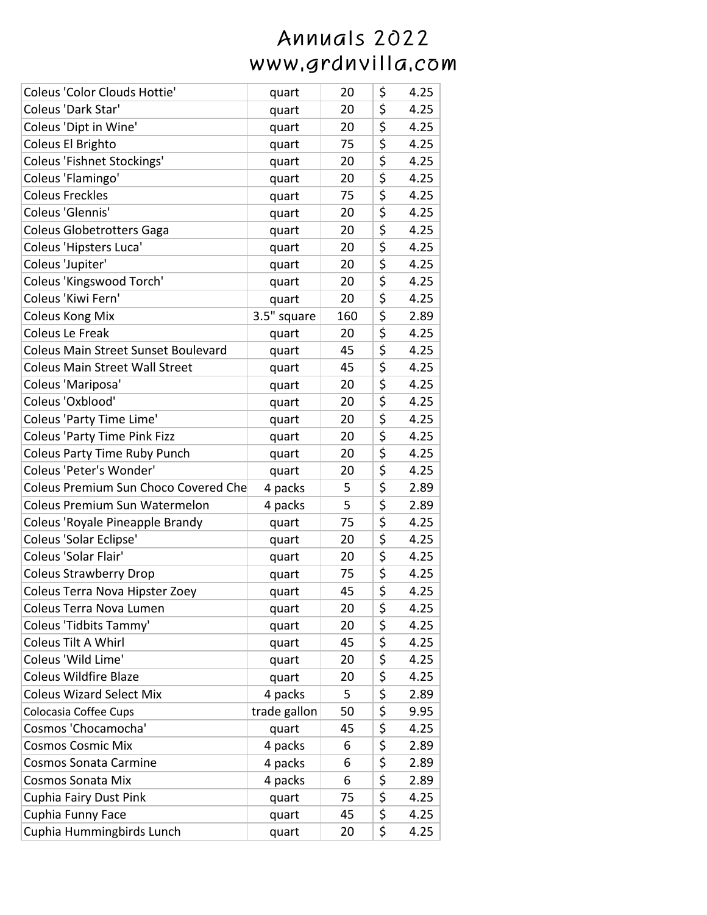# Annuals 2022
# www.grdnvilla.com

| | | | |
|---|---|---|---|
| Coleus 'Color Clouds Hottie' | quart | 20 | $ 4.25 |
| Coleus 'Dark Star' | quart | 20 | $ 4.25 |
| Coleus 'Dipt in Wine' | quart | 20 | $ 4.25 |
| Coleus El Brighto | quart | 75 | $ 4.25 |
| Coleus 'Fishnet Stockings' | quart | 20 | $ 4.25 |
| Coleus 'Flamingo' | quart | 20 | $ 4.25 |
| Coleus Freckles | quart | 75 | $ 4.25 |
| Coleus 'Glennis' | quart | 20 | $ 4.25 |
| Coleus Globetrotters Gaga | quart | 20 | $ 4.25 |
| Coleus 'Hipsters Luca' | quart | 20 | $ 4.25 |
| Coleus 'Jupiter' | quart | 20 | $ 4.25 |
| Coleus 'Kingswood Torch' | quart | 20 | $ 4.25 |
| Coleus 'Kiwi Fern' | quart | 20 | $ 4.25 |
| Coleus Kong Mix | 3.5" square | 160 | $ 2.89 |
| Coleus Le Freak | quart | 20 | $ 4.25 |
| Coleus Main Street Sunset Boulevard | quart | 45 | $ 4.25 |
| Coleus Main Street Wall Street | quart | 45 | $ 4.25 |
| Coleus 'Mariposa' | quart | 20 | $ 4.25 |
| Coleus 'Oxblood' | quart | 20 | $ 4.25 |
| Coleus 'Party Time Lime' | quart | 20 | $ 4.25 |
| Coleus 'Party Time Pink Fizz | quart | 20 | $ 4.25 |
| Coleus Party Time Ruby Punch | quart | 20 | $ 4.25 |
| Coleus 'Peter's Wonder' | quart | 20 | $ 4.25 |
| Coleus Premium Sun Choco Covered Che | 4 packs | 5 | $ 2.89 |
| Coleus Premium Sun Watermelon | 4 packs | 5 | $ 2.89 |
| Coleus 'Royale Pineapple Brandy | quart | 75 | $ 4.25 |
| Coleus 'Solar Eclipse' | quart | 20 | $ 4.25 |
| Coleus 'Solar Flair' | quart | 20 | $ 4.25 |
| Coleus Strawberry Drop | quart | 75 | $ 4.25 |
| Coleus Terra Nova Hipster Zoey | quart | 45 | $ 4.25 |
| Coleus Terra Nova Lumen | quart | 20 | $ 4.25 |
| Coleus 'Tidbits Tammy' | quart | 20 | $ 4.25 |
| Coleus Tilt A Whirl | quart | 45 | $ 4.25 |
| Coleus 'Wild Lime' | quart | 20 | $ 4.25 |
| Coleus Wildfire Blaze | quart | 20 | $ 4.25 |
| Coleus Wizard Select Mix | 4 packs | 5 | $ 2.89 |
| Colocasia Coffee Cups | trade gallon | 50 | $ 9.95 |
| Cosmos 'Chocamocha' | quart | 45 | $ 4.25 |
| Cosmos Cosmic Mix | 4 packs | 6 | $ 2.89 |
| Cosmos Sonata Carmine | 4 packs | 6 | $ 2.89 |
| Cosmos Sonata Mix | 4 packs | 6 | $ 2.89 |
| Cuphia Fairy Dust Pink | quart | 75 | $ 4.25 |
| Cuphia Funny Face | quart | 45 | $ 4.25 |
| Cuphia Hummingbirds Lunch | quart | 20 | $ 4.25 |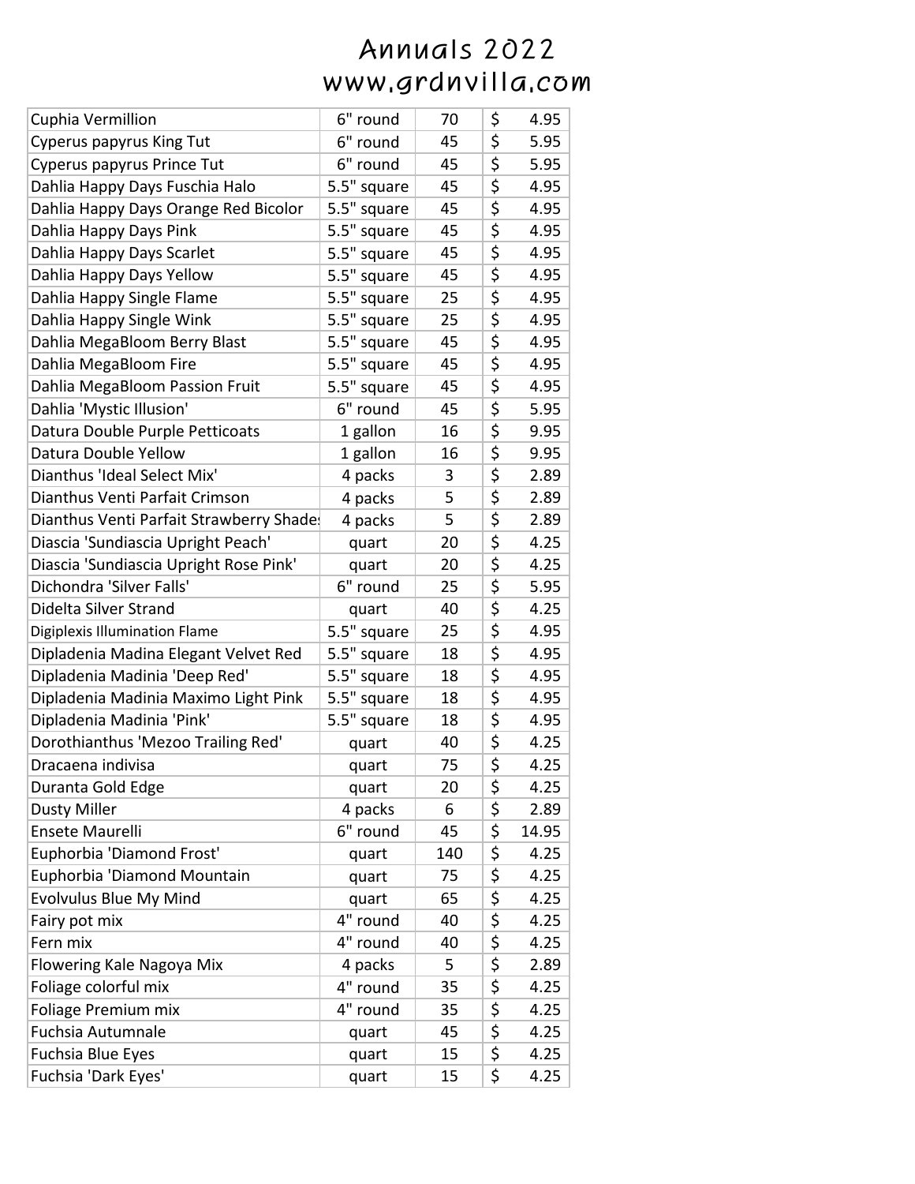# Annuals 2022
# www.grdnvilla.com

| | | | |
|---|---|---|---|
| Cuphia Vermillion | 6" round | 70 | $ 4.95 |
| Cyperus papyrus King Tut | 6" round | 45 | $ 5.95 |
| Cyperus papyrus Prince Tut | 6" round | 45 | $ 5.95 |
| Dahlia Happy Days Fuschia Halo | 5.5" square | 45 | $ 4.95 |
| Dahlia Happy Days Orange Red Bicolor | 5.5" square | 45 | $ 4.95 |
| Dahlia Happy Days Pink | 5.5" square | 45 | $ 4.95 |
| Dahlia Happy Days Scarlet | 5.5" square | 45 | $ 4.95 |
| Dahlia Happy Days Yellow | 5.5" square | 45 | $ 4.95 |
| Dahlia Happy Single Flame | 5.5" square | 25 | $ 4.95 |
| Dahlia Happy Single Wink | 5.5" square | 25 | $ 4.95 |
| Dahlia MegaBloom Berry Blast | 5.5" square | 45 | $ 4.95 |
| Dahlia MegaBloom Fire | 5.5" square | 45 | $ 4.95 |
| Dahlia MegaBloom Passion Fruit | 5.5" square | 45 | $ 4.95 |
| Dahlia 'Mystic Illusion' | 6" round | 45 | $ 5.95 |
| Datura Double Purple Petticoats | 1 gallon | 16 | $ 9.95 |
| Datura Double Yellow | 1 gallon | 16 | $ 9.95 |
| Dianthus 'Ideal Select Mix' | 4 packs | 3 | $ 2.89 |
| Dianthus Venti Parfait Crimson | 4 packs | 5 | $ 2.89 |
| Dianthus Venti Parfait Strawberry Shade | 4 packs | 5 | $ 2.89 |
| Diascia 'Sundiascia Upright Peach' | quart | 20 | $ 4.25 |
| Diascia 'Sundiascia Upright Rose Pink' | quart | 20 | $ 4.25 |
| Dichondra 'Silver Falls' | 6" round | 25 | $ 5.95 |
| Didelta Silver Strand | quart | 40 | $ 4.25 |
| Digiplexis Illumination Flame | 5.5" square | 25 | $ 4.95 |
| Dipladenia Madina Elegant Velvet Red | 5.5" square | 18 | $ 4.95 |
| Dipladenia Madinia 'Deep Red' | 5.5" square | 18 | $ 4.95 |
| Dipladenia Madinia Maximo Light Pink | 5.5" square | 18 | $ 4.95 |
| Dipladenia Madinia 'Pink' | 5.5" square | 18 | $ 4.95 |
| Dorothianthus 'Mezoo Trailing Red' | quart | 40 | $ 4.25 |
| Dracaena indivisa | quart | 75 | $ 4.25 |
| Duranta Gold Edge | quart | 20 | $ 4.25 |
| Dusty Miller | 4 packs | 6 | $ 2.89 |
| Ensete Maurelli | 6" round | 45 | $ 14.95 |
| Euphorbia 'Diamond Frost' | quart | 140 | $ 4.25 |
| Euphorbia 'Diamond Mountain | quart | 75 | $ 4.25 |
| Evolvulus Blue My Mind | quart | 65 | $ 4.25 |
| Fairy pot mix | 4" round | 40 | $ 4.25 |
| Fern mix | 4" round | 40 | $ 4.25 |
| Flowering Kale Nagoya Mix | 4 packs | 5 | $ 2.89 |
| Foliage colorful mix | 4" round | 35 | $ 4.25 |
| Foliage Premium mix | 4" round | 35 | $ 4.25 |
| Fuchsia Autumnale | quart | 45 | $ 4.25 |
| Fuchsia Blue Eyes | quart | 15 | $ 4.25 |
| Fuchsia 'Dark Eyes' | quart | 15 | $ 4.25 |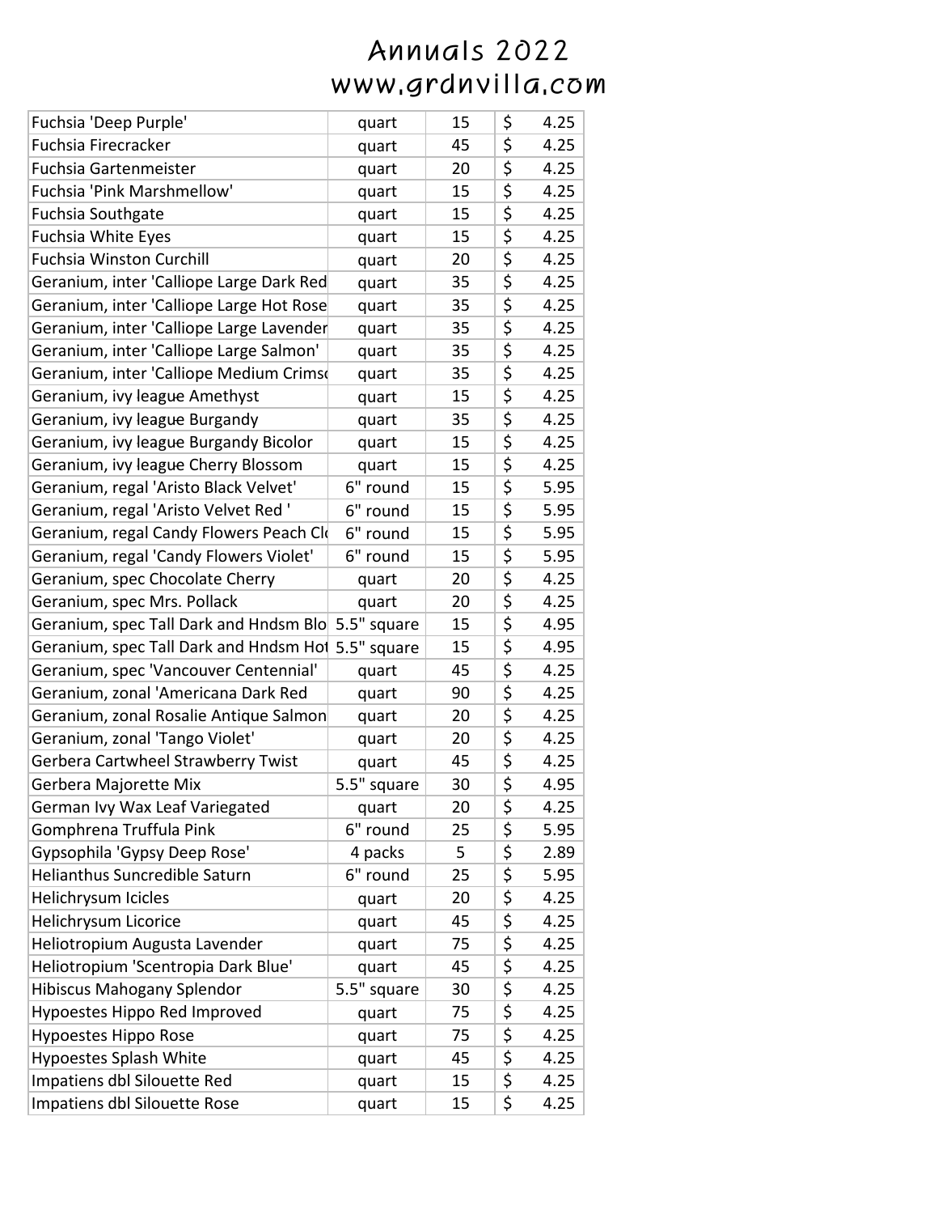# Annuals 2022
# www.grdnvilla.com

| | | | |
|---|---|---|---|
| Fuchsia 'Deep Purple' | quart | 15 | $ 4.25 |
| Fuchsia Firecracker | quart | 45 | $ 4.25 |
| Fuchsia Gartenmeister | quart | 20 | $ 4.25 |
| Fuchsia 'Pink Marshmellow' | quart | 15 | $ 4.25 |
| Fuchsia Southgate | quart | 15 | $ 4.25 |
| Fuchsia White Eyes | quart | 15 | $ 4.25 |
| Fuchsia Winston Curchill | quart | 20 | $ 4.25 |
| Geranium, inter 'Calliope Large Dark Red | quart | 35 | $ 4.25 |
| Geranium, inter 'Calliope Large Hot Rose | quart | 35 | $ 4.25 |
| Geranium, inter 'Calliope Large Lavender | quart | 35 | $ 4.25 |
| Geranium, inter 'Calliope Large Salmon' | quart | 35 | $ 4.25 |
| Geranium, inter 'Calliope Medium Crimsc | quart | 35 | $ 4.25 |
| Geranium, ivy league Amethyst | quart | 15 | $ 4.25 |
| Geranium, ivy league Burgandy | quart | 35 | $ 4.25 |
| Geranium, ivy league Burgandy Bicolor | quart | 15 | $ 4.25 |
| Geranium, ivy league Cherry Blossom | quart | 15 | $ 4.25 |
| Geranium, regal 'Aristo Black Velvet' | 6" round | 15 | $ 5.95 |
| Geranium, regal 'Aristo Velvet Red ' | 6" round | 15 | $ 5.95 |
| Geranium, regal Candy Flowers Peach Cl | 6" round | 15 | $ 5.95 |
| Geranium, regal 'Candy Flowers Violet' | 6" round | 15 | $ 5.95 |
| Geranium, spec Chocolate Cherry | quart | 20 | $ 4.25 |
| Geranium, spec Mrs. Pollack | quart | 20 | $ 4.25 |
| Geranium, spec Tall Dark and Hndsm Blo | 5.5" square | 15 | $ 4.95 |
| Geranium, spec Tall Dark and Hndsm Hot | 5.5" square | 15 | $ 4.95 |
| Geranium, spec 'Vancouver Centennial' | quart | 45 | $ 4.25 |
| Geranium, zonal 'Americana Dark Red | quart | 90 | $ 4.25 |
| Geranium, zonal Rosalie Antique Salmon | quart | 20 | $ 4.25 |
| Geranium, zonal 'Tango Violet' | quart | 20 | $ 4.25 |
| Gerbera Cartwheel Strawberry Twist | quart | 45 | $ 4.25 |
| Gerbera Majorette Mix | 5.5" square | 30 | $ 4.95 |
| German Ivy Wax Leaf Variegated | quart | 20 | $ 4.25 |
| Gomphrena Truffula Pink | 6" round | 25 | $ 5.95 |
| Gypsophila 'Gypsy Deep Rose' | 4 packs | 5 | $ 2.89 |
| Helianthus Suncredible Saturn | 6" round | 25 | $ 5.95 |
| Helichrysum Icicles | quart | 20 | $ 4.25 |
| Helichrysum Licorice | quart | 45 | $ 4.25 |
| Heliotropium Augusta Lavender | quart | 75 | $ 4.25 |
| Heliotropium 'Scentropia Dark Blue' | quart | 45 | $ 4.25 |
| Hibiscus Mahogany Splendor | 5.5" square | 30 | $ 4.25 |
| Hypoestes Hippo Red Improved | quart | 75 | $ 4.25 |
| Hypoestes Hippo Rose | quart | 75 | $ 4.25 |
| Hypoestes Splash White | quart | 45 | $ 4.25 |
| Impatiens dbl Silouette Red | quart | 15 | $ 4.25 |
| Impatiens dbl Silouette Rose | quart | 15 | $ 4.25 |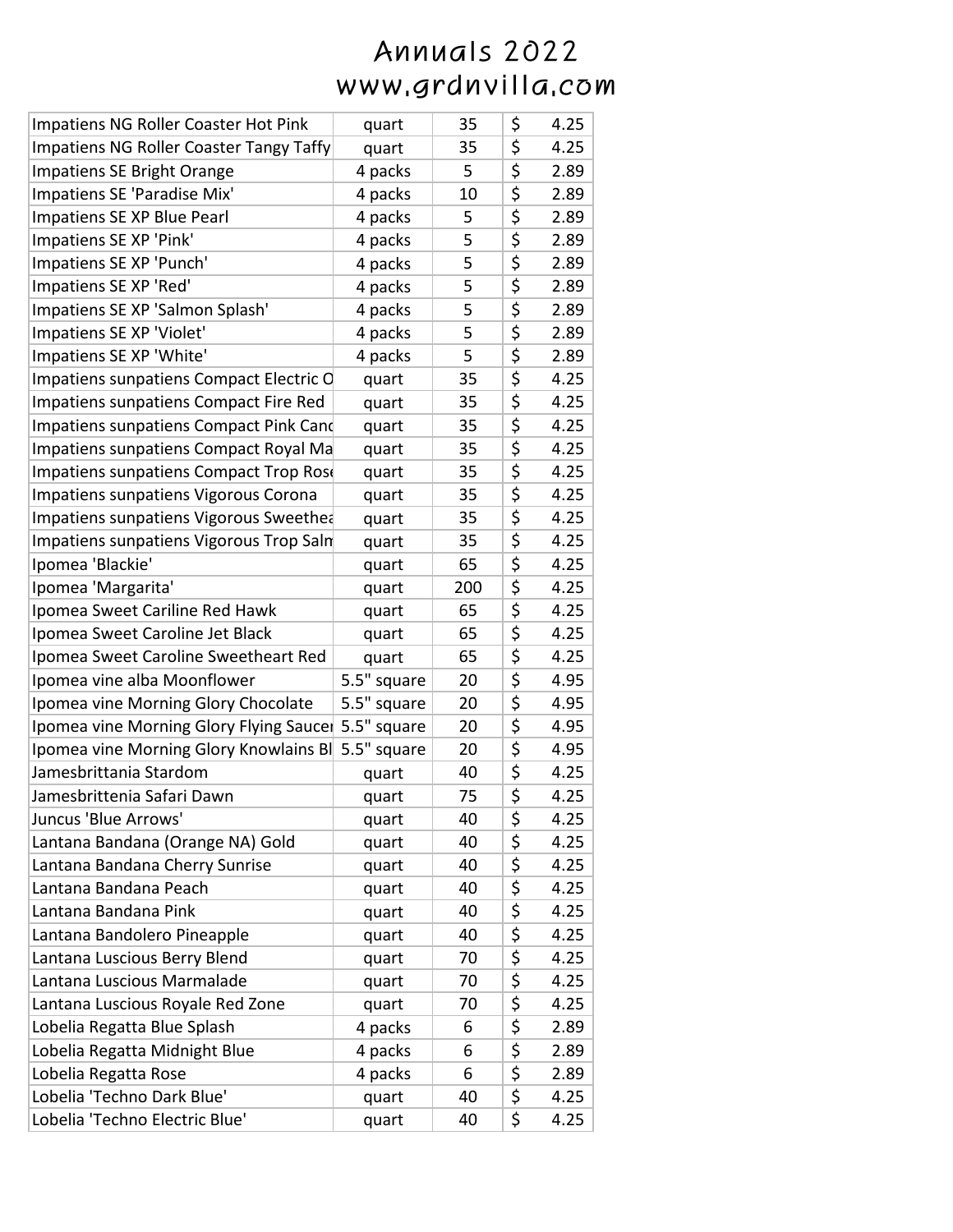# Annuals 2022
# www.grdnvilla.com

| | | | | |
|---|---|---|---|---|
| Impatiens NG Roller Coaster Hot Pink | quart | 35 | $ | 4.25 |
| Impatiens NG Roller Coaster Tangy Taffy | quart | 35 | $ | 4.25 |
| Impatiens SE Bright Orange | 4 packs | 5 | $ | 2.89 |
| Impatiens SE 'Paradise Mix' | 4 packs | 10 | $ | 2.89 |
| Impatiens SE XP Blue Pearl | 4 packs | 5 | $ | 2.89 |
| Impatiens SE XP 'Pink' | 4 packs | 5 | $ | 2.89 |
| Impatiens SE XP 'Punch' | 4 packs | 5 | $ | 2.89 |
| Impatiens SE XP 'Red' | 4 packs | 5 | $ | 2.89 |
| Impatiens SE XP 'Salmon Splash' | 4 packs | 5 | $ | 2.89 |
| Impatiens SE XP 'Violet' | 4 packs | 5 | $ | 2.89 |
| Impatiens SE XP 'White' | 4 packs | 5 | $ | 2.89 |
| Impatiens sunpatiens Compact Electric O | quart | 35 | $ | 4.25 |
| Impatiens sunpatiens Compact Fire Red | quart | 35 | $ | 4.25 |
| Impatiens sunpatiens Compact Pink Canc | quart | 35 | $ | 4.25 |
| Impatiens sunpatiens Compact Royal Ma | quart | 35 | $ | 4.25 |
| Impatiens sunpatiens Compact Trop Rose | quart | 35 | $ | 4.25 |
| Impatiens sunpatiens Vigorous Corona | quart | 35 | $ | 4.25 |
| Impatiens sunpatiens Vigorous Sweethea | quart | 35 | $ | 4.25 |
| Impatiens sunpatiens Vigorous Trop Salm | quart | 35 | $ | 4.25 |
| Ipomea 'Blackie' | quart | 65 | $ | 4.25 |
| Ipomea 'Margarita' | quart | 200 | $ | 4.25 |
| Ipomea Sweet Cariline Red Hawk | quart | 65 | $ | 4.25 |
| Ipomea Sweet Caroline Jet Black | quart | 65 | $ | 4.25 |
| Ipomea Sweet Caroline Sweetheart Red | quart | 65 | $ | 4.25 |
| Ipomea vine alba Moonflower | 5.5" square | 20 | $ | 4.95 |
| Ipomea vine Morning Glory Chocolate | 5.5" square | 20 | $ | 4.95 |
| Ipomea vine Morning Glory Flying Saucer | 5.5" square | 20 | $ | 4.95 |
| Ipomea vine Morning Glory Knowlains Bl | 5.5" square | 20 | $ | 4.95 |
| Jamesbrittania Stardom | quart | 40 | $ | 4.25 |
| Jamesbrittenia Safari Dawn | quart | 75 | $ | 4.25 |
| Juncus 'Blue Arrows' | quart | 40 | $ | 4.25 |
| Lantana Bandana (Orange NA) Gold | quart | 40 | $ | 4.25 |
| Lantana Bandana Cherry Sunrise | quart | 40 | $ | 4.25 |
| Lantana Bandana Peach | quart | 40 | $ | 4.25 |
| Lantana Bandana Pink | quart | 40 | $ | 4.25 |
| Lantana Bandolero Pineapple | quart | 40 | $ | 4.25 |
| Lantana Luscious Berry Blend | quart | 70 | $ | 4.25 |
| Lantana Luscious Marmalade | quart | 70 | $ | 4.25 |
| Lantana Luscious Royale Red Zone | quart | 70 | $ | 4.25 |
| Lobelia Regatta Blue Splash | 4 packs | 6 | $ | 2.89 |
| Lobelia Regatta Midnight Blue | 4 packs | 6 | $ | 2.89 |
| Lobelia Regatta Rose | 4 packs | 6 | $ | 2.89 |
| Lobelia 'Techno Dark Blue' | quart | 40 | $ | 4.25 |
| Lobelia 'Techno Electric Blue' | quart | 40 | $ | 4.25 |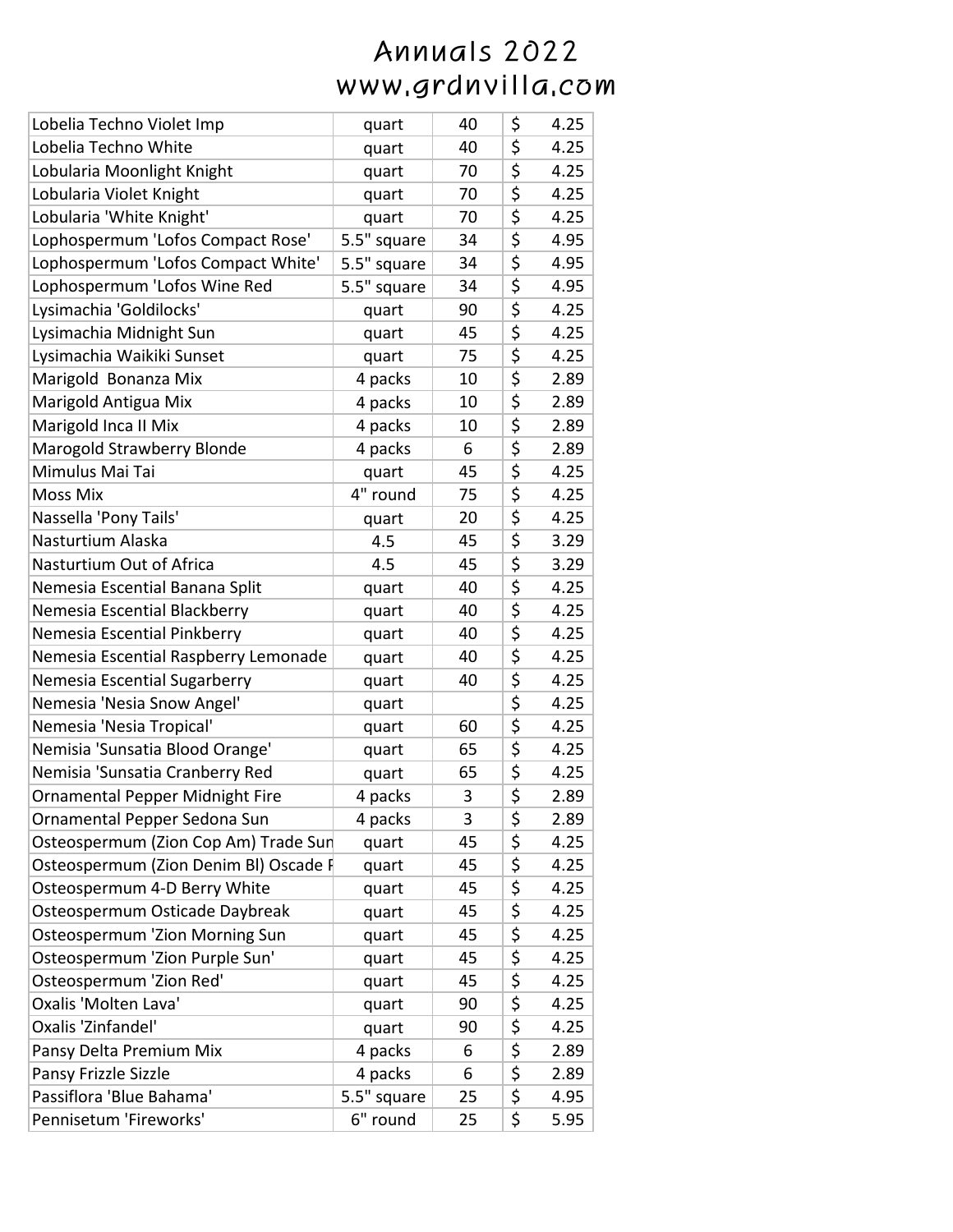# Annuals 2022
# www.grdnvilla.com

| | | | |
|---|---|---|---|
| Lobelia Techno Violet Imp | quart | 40 | $ 4.25 |
| Lobelia Techno White | quart | 40 | $ 4.25 |
| Lobularia Moonlight Knight | quart | 70 | $ 4.25 |
| Lobularia Violet Knight | quart | 70 | $ 4.25 |
| Lobularia 'White Knight' | quart | 70 | $ 4.25 |
| Lophospermum 'Lofos Compact Rose' | 5.5" square | 34 | $ 4.95 |
| Lophospermum 'Lofos Compact White' | 5.5" square | 34 | $ 4.95 |
| Lophospermum 'Lofos Wine Red | 5.5" square | 34 | $ 4.95 |
| Lysimachia 'Goldilocks' | quart | 90 | $ 4.25 |
| Lysimachia Midnight Sun | quart | 45 | $ 4.25 |
| Lysimachia Waikiki Sunset | quart | 75 | $ 4.25 |
| Marigold Bonanza Mix | 4 packs | 10 | $ 2.89 |
| Marigold Antigua Mix | 4 packs | 10 | $ 2.89 |
| Marigold Inca II Mix | 4 packs | 10 | $ 2.89 |
| Marogold Strawberry Blonde | 4 packs | 6 | $ 2.89 |
| Mimulus Mai Tai | quart | 45 | $ 4.25 |
| Moss Mix | 4" round | 75 | $ 4.25 |
| Nassella 'Pony Tails' | quart | 20 | $ 4.25 |
| Nasturtium Alaska | 4.5 | 45 | $ 3.29 |
| Nasturtium Out of Africa | 4.5 | 45 | $ 3.29 |
| Nemesia Escential Banana Split | quart | 40 | $ 4.25 |
| Nemesia Escential Blackberry | quart | 40 | $ 4.25 |
| Nemesia Escential Pinkberry | quart | 40 | $ 4.25 |
| Nemesia Escential Raspberry Lemonade | quart | 40 | $ 4.25 |
| Nemesia Escential Sugarberry | quart | 40 | $ 4.25 |
| Nemesia 'Nesia Snow Angel' | quart | | $ 4.25 |
| Nemesia 'Nesia Tropical' | quart | 60 | $ 4.25 |
| Nemisia 'Sunsatia Blood Orange' | quart | 65 | $ 4.25 |
| Nemisia 'Sunsatia Cranberry Red | quart | 65 | $ 4.25 |
| Ornamental Pepper Midnight Fire | 4 packs | 3 | $ 2.89 |
| Ornamental Pepper Sedona Sun | 4 packs | 3 | $ 2.89 |
| Osteospermum (Zion Cop Am) Trade Sun | quart | 45 | $ 4.25 |
| Osteospermum (Zion Denim Bl) Oscade F | quart | 45 | $ 4.25 |
| Osteospermum 4-D Berry White | quart | 45 | $ 4.25 |
| Osteospermum Osticade Daybreak | quart | 45 | $ 4.25 |
| Osteospermum 'Zion Morning Sun | quart | 45 | $ 4.25 |
| Osteospermum 'Zion Purple Sun' | quart | 45 | $ 4.25 |
| Osteospermum 'Zion Red' | quart | 45 | $ 4.25 |
| Oxalis 'Molten Lava' | quart | 90 | $ 4.25 |
| Oxalis 'Zinfandel' | quart | 90 | $ 4.25 |
| Pansy Delta Premium Mix | 4 packs | 6 | $ 2.89 |
| Pansy Frizzle Sizzle | 4 packs | 6 | $ 2.89 |
| Passiflora 'Blue Bahama' | 5.5" square | 25 | $ 4.95 |
| Pennisetum 'Fireworks' | 6" round | 25 | $ 5.95 |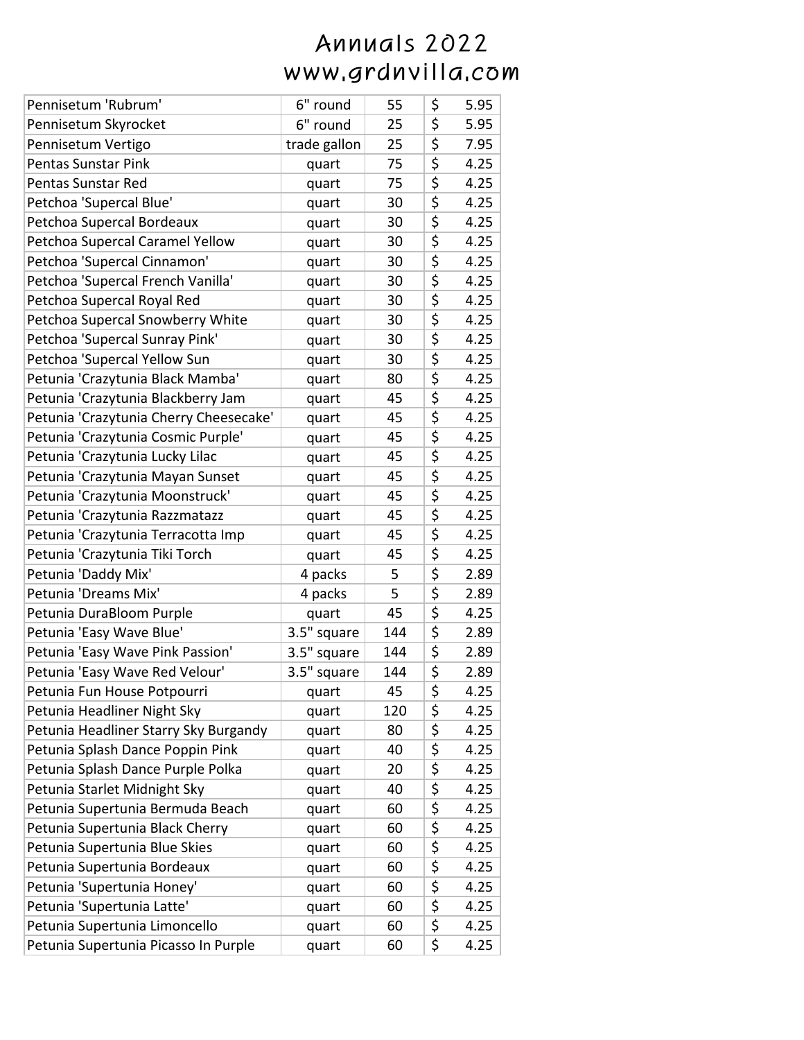# Annuals 2022
# www.grdnvilla.com

| Plant | Container | Qty | Price |
|---|---|---|---|
| Pennisetum 'Rubrum' | 6" round | 55 | $ 5.95 |
| Pennisetum Skyrocket | 6" round | 25 | $ 5.95 |
| Pennisetum Vertigo | trade gallon | 25 | $ 7.95 |
| Pentas Sunstar Pink | quart | 75 | $ 4.25 |
| Pentas Sunstar Red | quart | 75 | $ 4.25 |
| Petchoa 'Supercal Blue' | quart | 30 | $ 4.25 |
| Petchoa Supercal Bordeaux | quart | 30 | $ 4.25 |
| Petchoa Supercal Caramel Yellow | quart | 30 | $ 4.25 |
| Petchoa 'Supercal Cinnamon' | quart | 30 | $ 4.25 |
| Petchoa 'Supercal French Vanilla' | quart | 30 | $ 4.25 |
| Petchoa Supercal Royal Red | quart | 30 | $ 4.25 |
| Petchoa Supercal Snowberry White | quart | 30 | $ 4.25 |
| Petchoa 'Supercal Sunray Pink' | quart | 30 | $ 4.25 |
| Petchoa 'Supercal Yellow Sun | quart | 30 | $ 4.25 |
| Petunia 'Crazytunia Black Mamba' | quart | 80 | $ 4.25 |
| Petunia 'Crazytunia Blackberry Jam | quart | 45 | $ 4.25 |
| Petunia 'Crazytunia Cherry Cheesecake' | quart | 45 | $ 4.25 |
| Petunia 'Crazytunia Cosmic Purple' | quart | 45 | $ 4.25 |
| Petunia 'Crazytunia Lucky Lilac | quart | 45 | $ 4.25 |
| Petunia 'Crazytunia Mayan Sunset | quart | 45 | $ 4.25 |
| Petunia 'Crazytunia Moonstruck' | quart | 45 | $ 4.25 |
| Petunia 'Crazytunia Razzmatazz | quart | 45 | $ 4.25 |
| Petunia 'Crazytunia Terracotta Imp | quart | 45 | $ 4.25 |
| Petunia 'Crazytunia Tiki Torch | quart | 45 | $ 4.25 |
| Petunia 'Daddy Mix' | 4 packs | 5 | $ 2.89 |
| Petunia 'Dreams Mix' | 4 packs | 5 | $ 2.89 |
| Petunia DuraBloom Purple | quart | 45 | $ 4.25 |
| Petunia 'Easy Wave Blue' | 3.5" square | 144 | $ 2.89 |
| Petunia 'Easy Wave Pink Passion' | 3.5" square | 144 | $ 2.89 |
| Petunia 'Easy Wave Red Velour' | 3.5" square | 144 | $ 2.89 |
| Petunia Fun House Potpourri | quart | 45 | $ 4.25 |
| Petunia Headliner Night Sky | quart | 120 | $ 4.25 |
| Petunia Headliner Starry Sky Burgandy | quart | 80 | $ 4.25 |
| Petunia Splash Dance Poppin Pink | quart | 40 | $ 4.25 |
| Petunia Splash Dance Purple Polka | quart | 20 | $ 4.25 |
| Petunia Starlet Midnight Sky | quart | 40 | $ 4.25 |
| Petunia Supertunia Bermuda Beach | quart | 60 | $ 4.25 |
| Petunia Supertunia Black Cherry | quart | 60 | $ 4.25 |
| Petunia Supertunia Blue Skies | quart | 60 | $ 4.25 |
| Petunia Supertunia Bordeaux | quart | 60 | $ 4.25 |
| Petunia 'Supertunia Honey' | quart | 60 | $ 4.25 |
| Petunia 'Supertunia Latte' | quart | 60 | $ 4.25 |
| Petunia Supertunia Limoncello | quart | 60 | $ 4.25 |
| Petunia Supertunia Picasso In Purple | quart | 60 | $ 4.25 |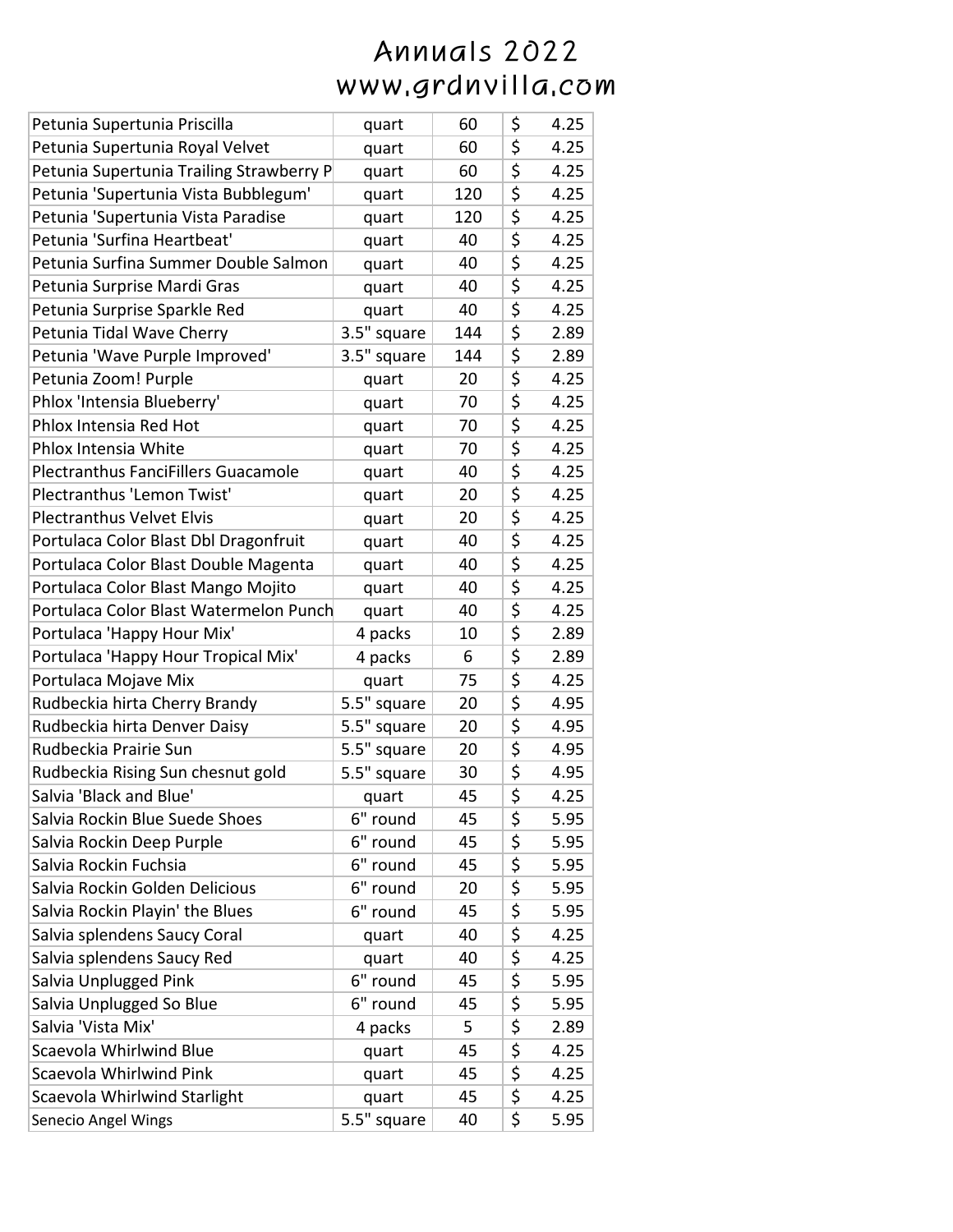# Annuals 2022
# www.grdnvilla.com

| Petunia Supertunia Priscilla | quart | 60 | $ | 4.25 |
|---|---|---|---|---|
| Petunia Supertunia Royal Velvet | quart | 60 | $ | 4.25 |
| Petunia Supertunia Trailing Strawberry P | quart | 60 | $ | 4.25 |
| Petunia 'Supertunia Vista Bubblegum' | quart | 120 | $ | 4.25 |
| Petunia 'Supertunia Vista Paradise | quart | 120 | $ | 4.25 |
| Petunia 'Surfina Heartbeat' | quart | 40 | $ | 4.25 |
| Petunia Surfina Summer Double Salmon | quart | 40 | $ | 4.25 |
| Petunia Surprise Mardi Gras | quart | 40 | $ | 4.25 |
| Petunia Surprise Sparkle Red | quart | 40 | $ | 4.25 |
| Petunia Tidal Wave Cherry | 3.5" square | 144 | $ | 2.89 |
| Petunia 'Wave Purple Improved' | 3.5" square | 144 | $ | 2.89 |
| Petunia Zoom! Purple | quart | 20 | $ | 4.25 |
| Phlox 'Intensia Blueberry' | quart | 70 | $ | 4.25 |
| Phlox Intensia Red Hot | quart | 70 | $ | 4.25 |
| Phlox Intensia White | quart | 70 | $ | 4.25 |
| Plectranthus FanciFillers Guacamole | quart | 40 | $ | 4.25 |
| Plectranthus 'Lemon Twist' | quart | 20 | $ | 4.25 |
| Plectranthus Velvet Elvis | quart | 20 | $ | 4.25 |
| Portulaca Color Blast Dbl Dragonfruit | quart | 40 | $ | 4.25 |
| Portulaca Color Blast Double Magenta | quart | 40 | $ | 4.25 |
| Portulaca Color Blast Mango Mojito | quart | 40 | $ | 4.25 |
| Portulaca Color Blast Watermelon Punch | quart | 40 | $ | 4.25 |
| Portulaca 'Happy Hour Mix' | 4 packs | 10 | $ | 2.89 |
| Portulaca 'Happy Hour Tropical Mix' | 4 packs | 6 | $ | 2.89 |
| Portulaca Mojave Mix | quart | 75 | $ | 4.25 |
| Rudbeckia hirta Cherry Brandy | 5.5" square | 20 | $ | 4.95 |
| Rudbeckia hirta Denver Daisy | 5.5" square | 20 | $ | 4.95 |
| Rudbeckia Prairie Sun | 5.5" square | 20 | $ | 4.95 |
| Rudbeckia Rising Sun chesnut gold | 5.5" square | 30 | $ | 4.95 |
| Salvia 'Black and Blue' | quart | 45 | $ | 4.25 |
| Salvia Rockin Blue Suede Shoes | 6" round | 45 | $ | 5.95 |
| Salvia Rockin Deep Purple | 6" round | 45 | $ | 5.95 |
| Salvia Rockin Fuchsia | 6" round | 45 | $ | 5.95 |
| Salvia Rockin Golden Delicious | 6" round | 20 | $ | 5.95 |
| Salvia Rockin Playin' the Blues | 6" round | 45 | $ | 5.95 |
| Salvia splendens Saucy Coral | quart | 40 | $ | 4.25 |
| Salvia splendens Saucy Red | quart | 40 | $ | 4.25 |
| Salvia Unplugged Pink | 6" round | 45 | $ | 5.95 |
| Salvia Unplugged So Blue | 6" round | 45 | $ | 5.95 |
| Salvia 'Vista Mix' | 4 packs | 5 | $ | 2.89 |
| Scaevola Whirlwind Blue | quart | 45 | $ | 4.25 |
| Scaevola Whirlwind Pink | quart | 45 | $ | 4.25 |
| Scaevola Whirlwind Starlight | quart | 45 | $ | 4.25 |
| Senecio Angel Wings | 5.5" square | 40 | $ | 5.95 |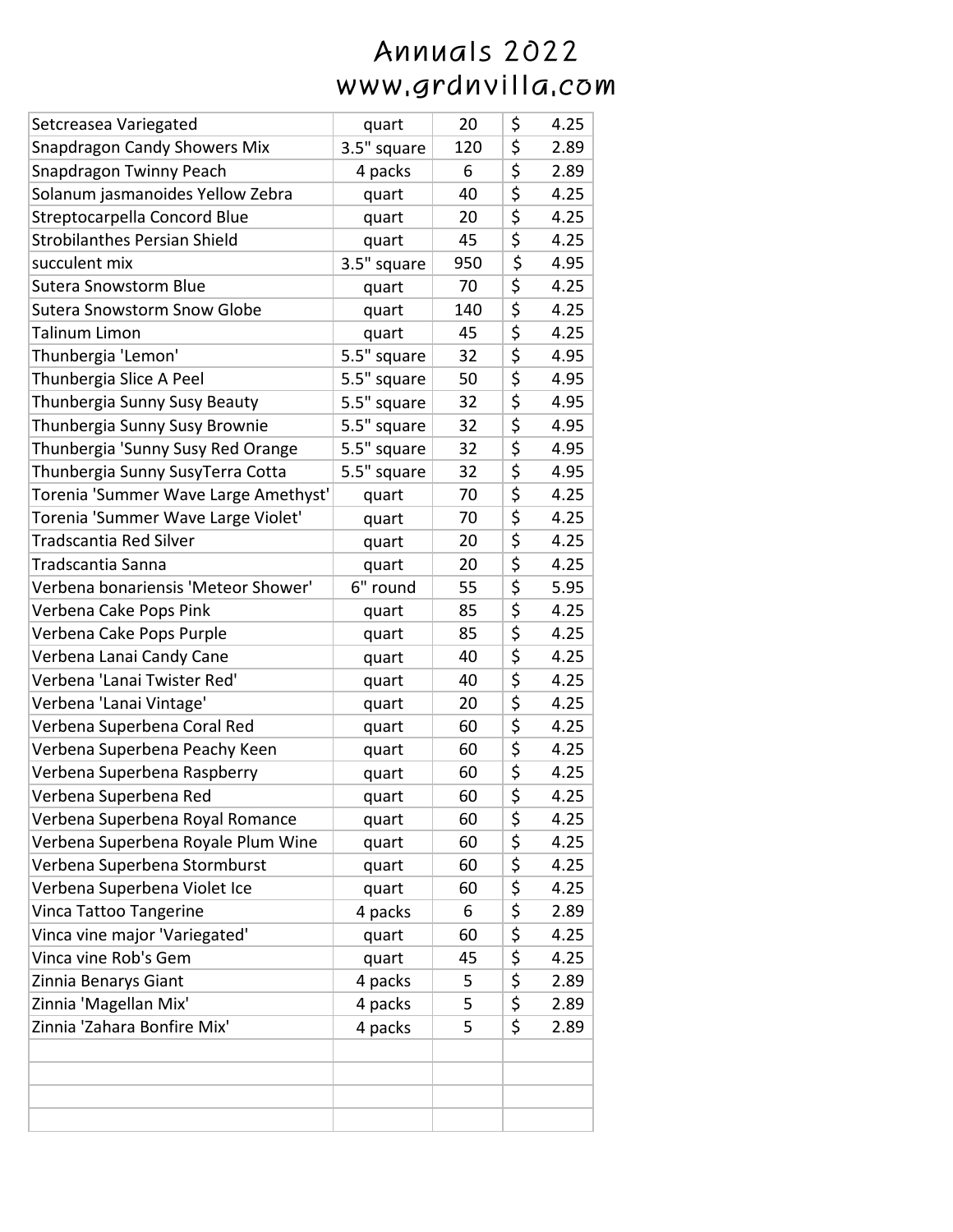# Annuals 2022
# www.grdnvilla.com

| | | | |
|---|---|---|---|
| Setcreasea Variegated | quart | 20 | $ 4.25 |
| Snapdragon Candy Showers Mix | 3.5" square | 120 | $ 2.89 |
| Snapdragon Twinny Peach | 4 packs | 6 | $ 2.89 |
| Solanum jasmanoides Yellow Zebra | quart | 40 | $ 4.25 |
| Streptocarpella Concord Blue | quart | 20 | $ 4.25 |
| Strobilanthes Persian Shield | quart | 45 | $ 4.25 |
| succulent mix | 3.5" square | 950 | $ 4.95 |
| Sutera Snowstorm Blue | quart | 70 | $ 4.25 |
| Sutera Snowstorm Snow Globe | quart | 140 | $ 4.25 |
| Talinum Limon | quart | 45 | $ 4.25 |
| Thunbergia 'Lemon' | 5.5" square | 32 | $ 4.95 |
| Thunbergia Slice A Peel | 5.5" square | 50 | $ 4.95 |
| Thunbergia Sunny Susy Beauty | 5.5" square | 32 | $ 4.95 |
| Thunbergia Sunny Susy Brownie | 5.5" square | 32 | $ 4.95 |
| Thunbergia 'Sunny Susy Red Orange | 5.5" square | 32 | $ 4.95 |
| Thunbergia Sunny SusyTerra Cotta | 5.5" square | 32 | $ 4.95 |
| Torenia 'Summer Wave Large Amethyst' | quart | 70 | $ 4.25 |
| Torenia 'Summer Wave Large Violet' | quart | 70 | $ 4.25 |
| Tradscantia Red Silver | quart | 20 | $ 4.25 |
| Tradscantia Sanna | quart | 20 | $ 4.25 |
| Verbena bonariensis 'Meteor Shower' | 6" round | 55 | $ 5.95 |
| Verbena Cake Pops Pink | quart | 85 | $ 4.25 |
| Verbena Cake Pops Purple | quart | 85 | $ 4.25 |
| Verbena Lanai Candy Cane | quart | 40 | $ 4.25 |
| Verbena 'Lanai Twister Red' | quart | 40 | $ 4.25 |
| Verbena 'Lanai Vintage' | quart | 20 | $ 4.25 |
| Verbena Superbena Coral Red | quart | 60 | $ 4.25 |
| Verbena Superbena Peachy Keen | quart | 60 | $ 4.25 |
| Verbena Superbena Raspberry | quart | 60 | $ 4.25 |
| Verbena Superbena Red | quart | 60 | $ 4.25 |
| Verbena Superbena Royal Romance | quart | 60 | $ 4.25 |
| Verbena Superbena Royale Plum Wine | quart | 60 | $ 4.25 |
| Verbena Superbena Stormburst | quart | 60 | $ 4.25 |
| Verbena Superbena Violet Ice | quart | 60 | $ 4.25 |
| Vinca Tattoo Tangerine | 4 packs | 6 | $ 2.89 |
| Vinca vine major 'Variegated' | quart | 60 | $ 4.25 |
| Vinca vine Rob's Gem | quart | 45 | $ 4.25 |
| Zinnia Benarys Giant | 4 packs | 5 | $ 2.89 |
| Zinnia 'Magellan Mix' | 4 packs | 5 | $ 2.89 |
| Zinnia 'Zahara Bonfire Mix' | 4 packs | 5 | $ 2.89 |